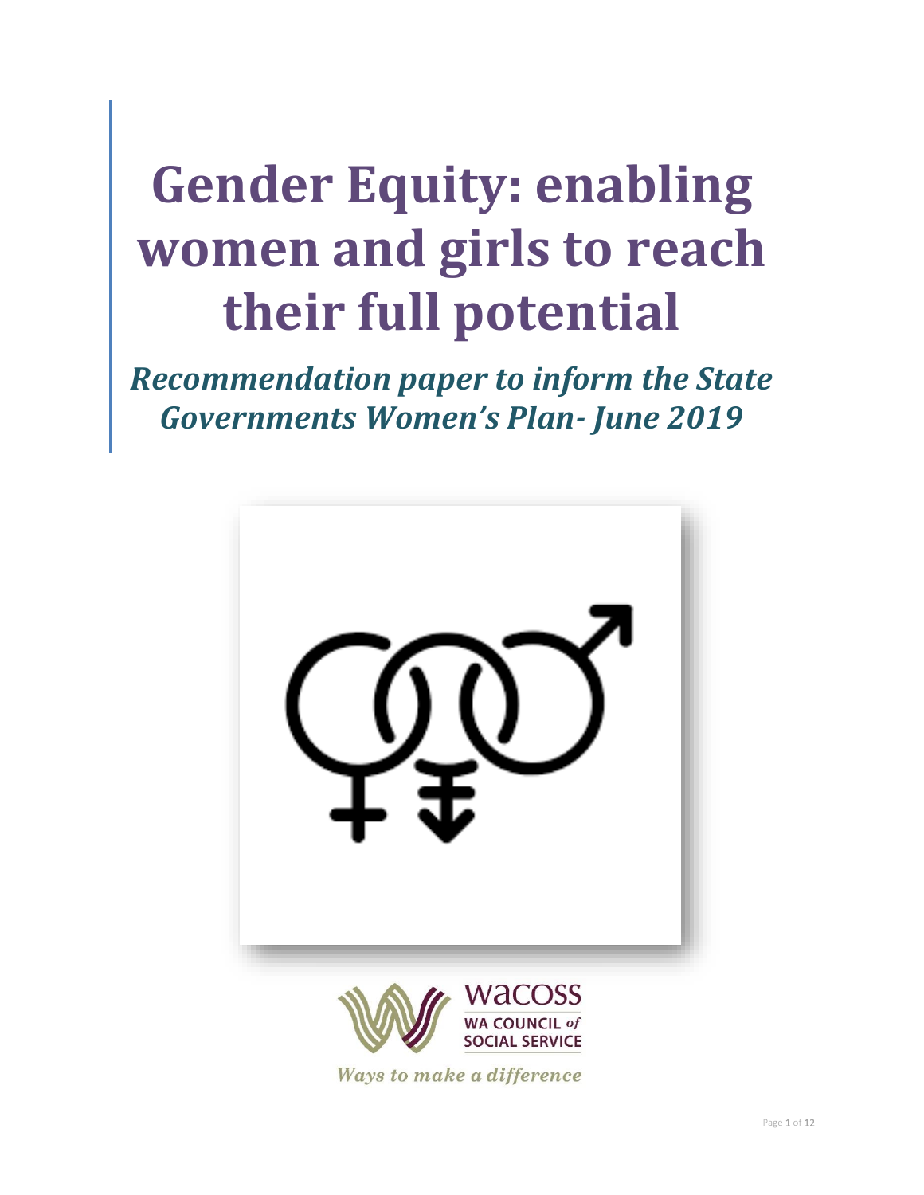# Gender Equity: enabling women and girls to reach their full potential

***Recommendation paper to inform the State Governments Women's Plan- June 2019***

WACOSS
WA COUNCIL *of* SOCIAL SERVICE

*Ways to make a difference*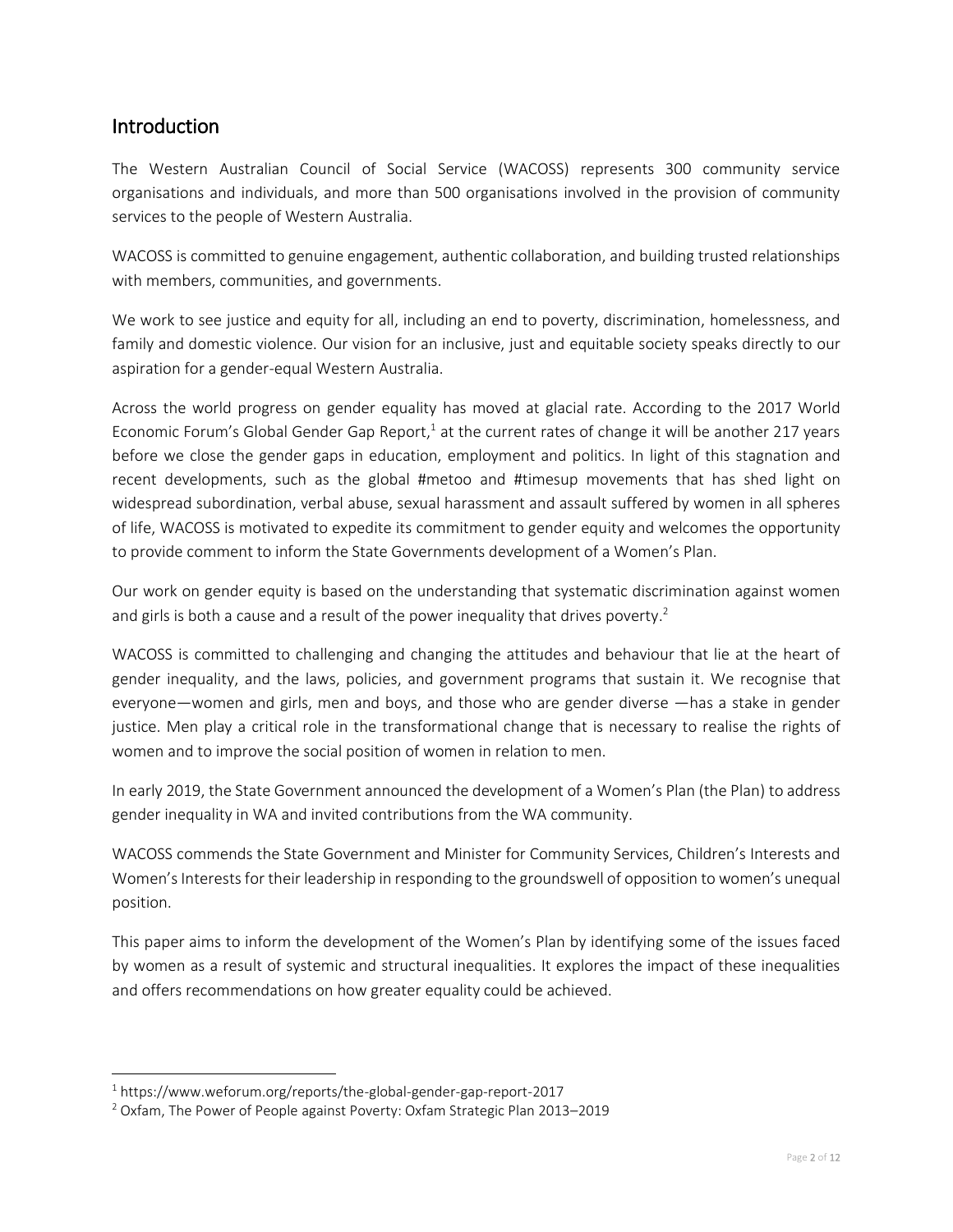## Introduction

The Western Australian Council of Social Service (WACOSS) represents 300 community service organisations and individuals, and more than 500 organisations involved in the provision of community services to the people of Western Australia.

WACOSS is committed to genuine engagement, authentic collaboration, and building trusted relationships with members, communities, and governments.

We work to see justice and equity for all, including an end to poverty, discrimination, homelessness, and family and domestic violence. Our vision for an inclusive, just and equitable society speaks directly to our aspiration for a gender-equal Western Australia.

Across the world progress on gender equality has moved at glacial rate. According to the 2017 World Economic Forum's Global Gender Gap Report,[1] at the current rates of change it will be another 217 years before we close the gender gaps in education, employment and politics. In light of this stagnation and recent developments, such as the global #metoo and #timesup movements that has shed light on widespread subordination, verbal abuse, sexual harassment and assault suffered by women in all spheres of life, WACOSS is motivated to expedite its commitment to gender equity and welcomes the opportunity to provide comment to inform the State Governments development of a Women's Plan.

Our work on gender equity is based on the understanding that systematic discrimination against women and girls is both a cause and a result of the power inequality that drives poverty.[2]

WACOSS is committed to challenging and changing the attitudes and behaviour that lie at the heart of gender inequality, and the laws, policies, and government programs that sustain it. We recognise that everyone—women and girls, men and boys, and those who are gender diverse —has a stake in gender justice. Men play a critical role in the transformational change that is necessary to realise the rights of women and to improve the social position of women in relation to men.

In early 2019, the State Government announced the development of a Women's Plan (the Plan) to address gender inequality in WA and invited contributions from the WA community.

WACOSS commends the State Government and Minister for Community Services, Children's Interests and Women's Interests for their leadership in responding to the groundswell of opposition to women's unequal position.

This paper aims to inform the development of the Women's Plan by identifying some of the issues faced by women as a result of systemic and structural inequalities. It explores the impact of these inequalities and offers recommendations on how greater equality could be achieved.

---

[1] https://www.weforum.org/reports/the-global-gender-gap-report-2017

[2] Oxfam, The Power of People against Poverty: Oxfam Strategic Plan 2013–2019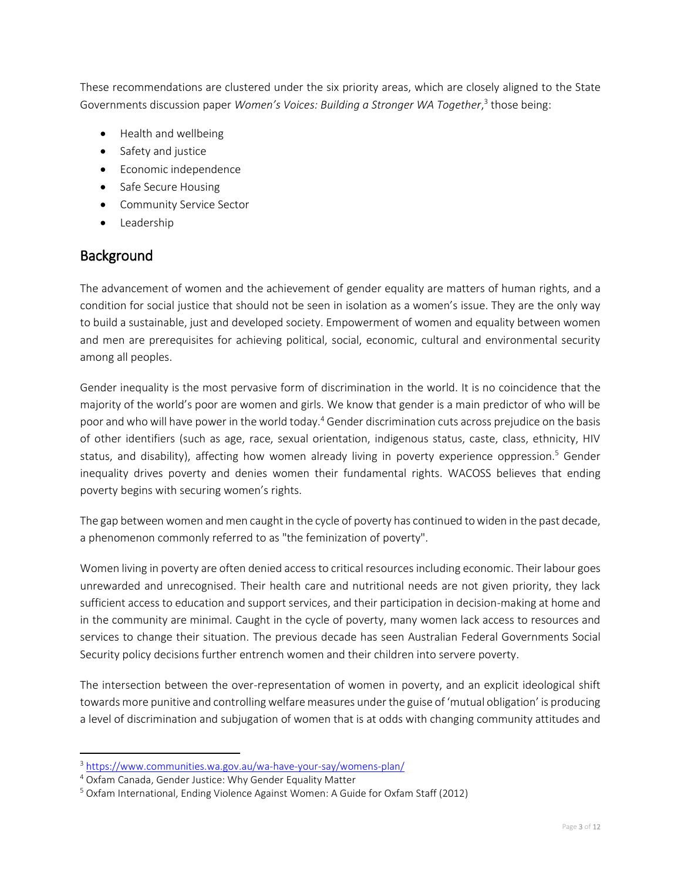These recommendations are clustered under the six priority areas, which are closely aligned to the State Governments discussion paper *Women's Voices: Building a Stronger WA Together*,[3] those being:

- Health and wellbeing
- Safety and justice
- Economic independence
- Safe Secure Housing
- Community Service Sector
- Leadership

## Background

The advancement of women and the achievement of gender equality are matters of human rights, and a condition for social justice that should not be seen in isolation as a women's issue. They are the only way to build a sustainable, just and developed society. Empowerment of women and equality between women and men are prerequisites for achieving political, social, economic, cultural and environmental security among all peoples.

Gender inequality is the most pervasive form of discrimination in the world. It is no coincidence that the majority of the world's poor are women and girls. We know that gender is a main predictor of who will be poor and who will have power in the world today.[4] Gender discrimination cuts across prejudice on the basis of other identifiers (such as age, race, sexual orientation, indigenous status, caste, class, ethnicity, HIV status, and disability), affecting how women already living in poverty experience oppression.[5] Gender inequality drives poverty and denies women their fundamental rights. WACOSS believes that ending poverty begins with securing women's rights.

The gap between women and men caught in the cycle of poverty has continued to widen in the past decade, a phenomenon commonly referred to as "the feminization of poverty".

Women living in poverty are often denied access to critical resources including economic. Their labour goes unrewarded and unrecognised. Their health care and nutritional needs are not given priority, they lack sufficient access to education and support services, and their participation in decision-making at home and in the community are minimal. Caught in the cycle of poverty, many women lack access to resources and services to change their situation. The previous decade has seen Australian Federal Governments Social Security policy decisions further entrench women and their children into servere poverty.

The intersection between the over-representation of women in poverty, and an explicit ideological shift towards more punitive and controlling welfare measures under the guise of 'mutual obligation' is producing a level of discrimination and subjugation of women that is at odds with changing community attitudes and

---

[3] https://www.communities.wa.gov.au/wa-have-your-say/womens-plan/

[4] Oxfam Canada, Gender Justice: Why Gender Equality Matter

[5] Oxfam International, Ending Violence Against Women: A Guide for Oxfam Staff (2012)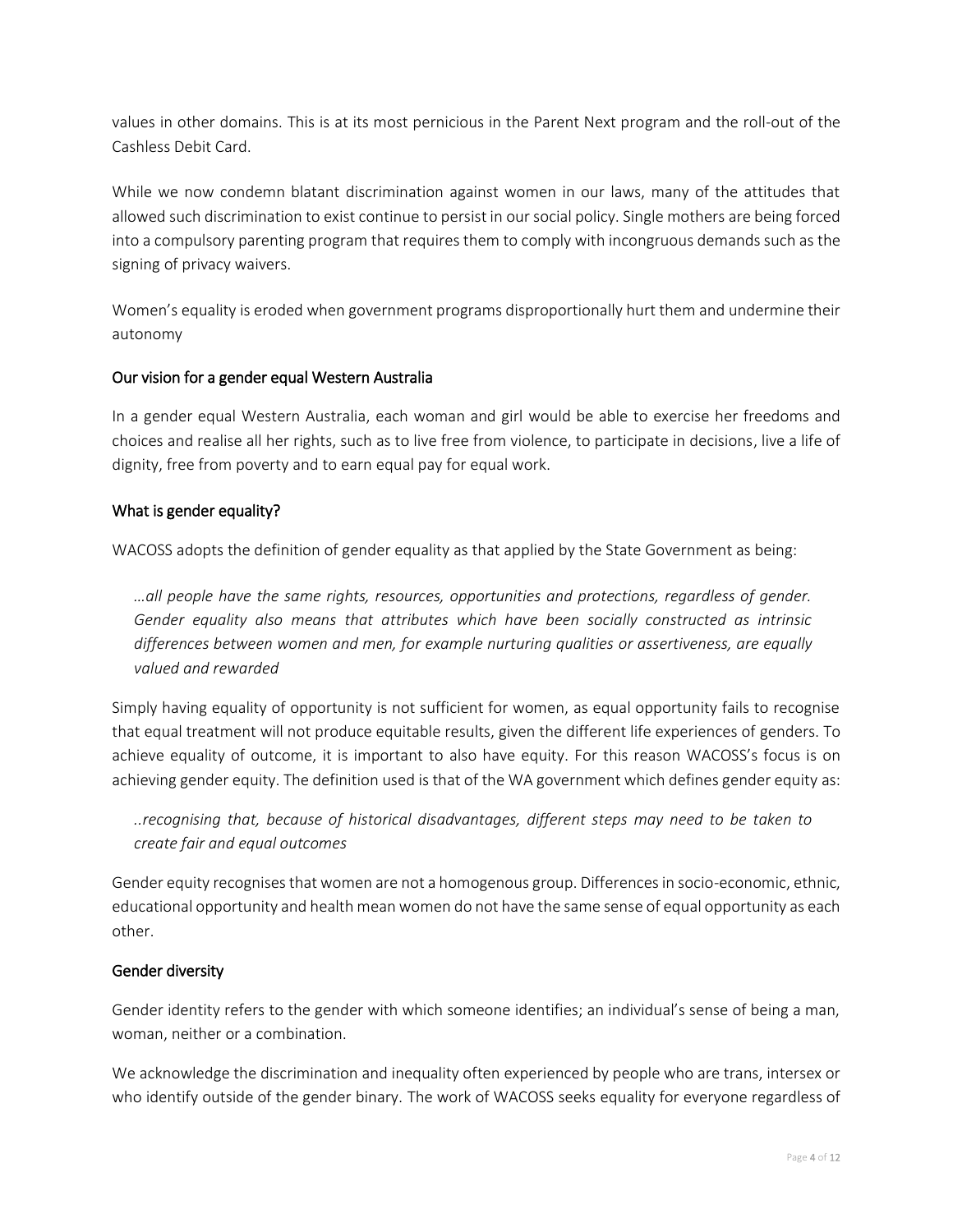values in other domains. This is at its most pernicious in the Parent Next program and the roll-out of the Cashless Debit Card.

While we now condemn blatant discrimination against women in our laws, many of the attitudes that allowed such discrimination to exist continue to persist in our social policy. Single mothers are being forced into a compulsory parenting program that requires them to comply with incongruous demands such as the signing of privacy waivers.

Women's equality is eroded when government programs disproportionally hurt them and undermine their autonomy

## Our vision for a gender equal Western Australia

In a gender equal Western Australia, each woman and girl would be able to exercise her freedoms and choices and realise all her rights, such as to live free from violence, to participate in decisions, live a life of dignity, free from poverty and to earn equal pay for equal work.

## What is gender equality?

WACOSS adopts the definition of gender equality as that applied by the State Government as being:

> *…all people have the same rights, resources, opportunities and protections, regardless of gender. Gender equality also means that attributes which have been socially constructed as intrinsic differences between women and men, for example nurturing qualities or assertiveness, are equally valued and rewarded*

Simply having equality of opportunity is not sufficient for women, as equal opportunity fails to recognise that equal treatment will not produce equitable results, given the different life experiences of genders. To achieve equality of outcome, it is important to also have equity. For this reason WACOSS's focus is on achieving gender equity. The definition used is that of the WA government which defines gender equity as:

> *..recognising that, because of historical disadvantages, different steps may need to be taken to create fair and equal outcomes*

Gender equity recognises that women are not a homogenous group. Differences in socio-economic, ethnic, educational opportunity and health mean women do not have the same sense of equal opportunity as each other.

## Gender diversity

Gender identity refers to the gender with which someone identifies; an individual's sense of being a man, woman, neither or a combination.

We acknowledge the discrimination and inequality often experienced by people who are trans, intersex or who identify outside of the gender binary. The work of WACOSS seeks equality for everyone regardless of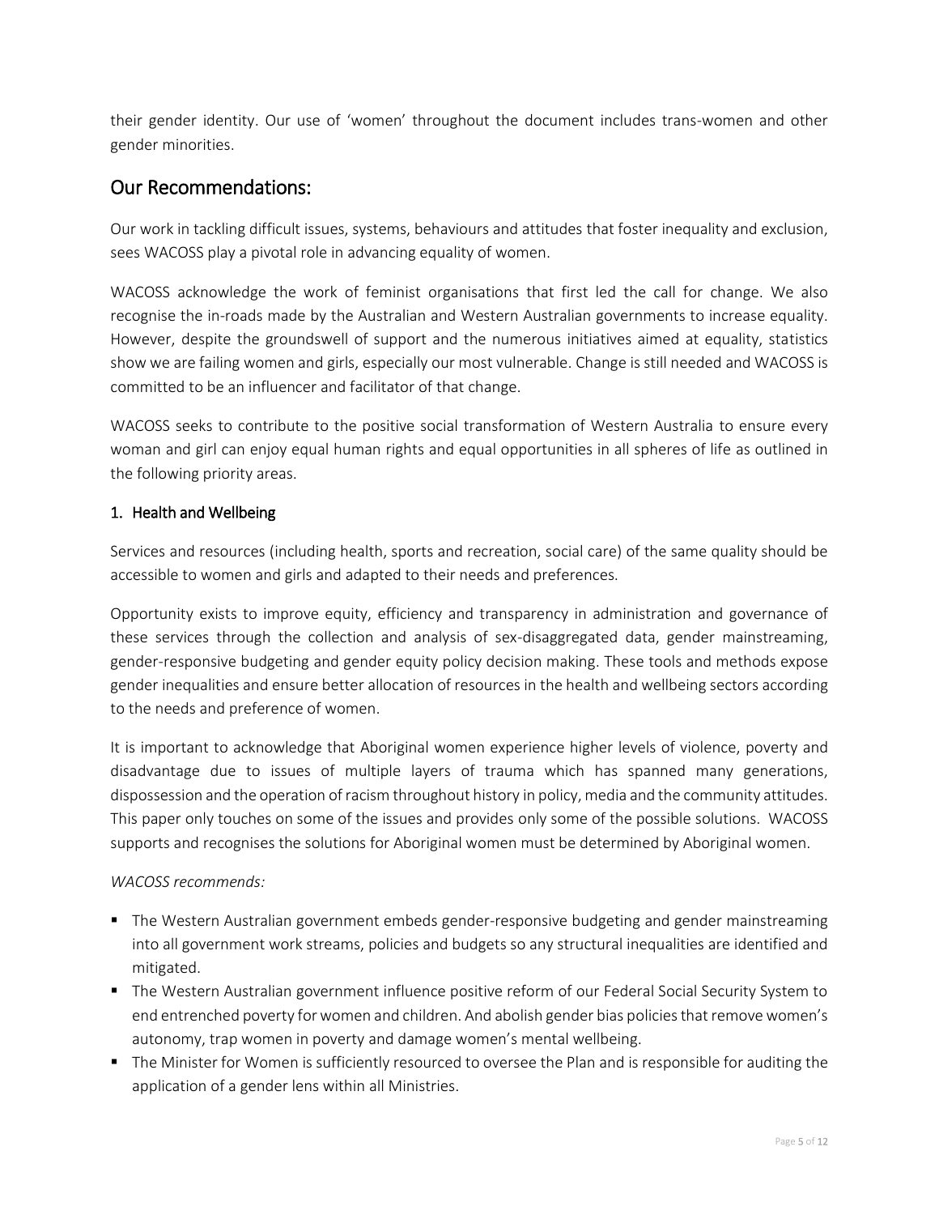their gender identity. Our use of 'women' throughout the document includes trans-women and other gender minorities.

## Our Recommendations:

Our work in tackling difficult issues, systems, behaviours and attitudes that foster inequality and exclusion, sees WACOSS play a pivotal role in advancing equality of women.

WACOSS acknowledge the work of feminist organisations that first led the call for change. We also recognise the in-roads made by the Australian and Western Australian governments to increase equality. However, despite the groundswell of support and the numerous initiatives aimed at equality, statistics show we are failing women and girls, especially our most vulnerable. Change is still needed and WACOSS is committed to be an influencer and facilitator of that change.

WACOSS seeks to contribute to the positive social transformation of Western Australia to ensure every woman and girl can enjoy equal human rights and equal opportunities in all spheres of life as outlined in the following priority areas.

### 1. Health and Wellbeing

Services and resources (including health, sports and recreation, social care) of the same quality should be accessible to women and girls and adapted to their needs and preferences.

Opportunity exists to improve equity, efficiency and transparency in administration and governance of these services through the collection and analysis of sex-disaggregated data, gender mainstreaming, gender-responsive budgeting and gender equity policy decision making. These tools and methods expose gender inequalities and ensure better allocation of resources in the health and wellbeing sectors according to the needs and preference of women.

It is important to acknowledge that Aboriginal women experience higher levels of violence, poverty and disadvantage due to issues of multiple layers of trauma which has spanned many generations, dispossession and the operation of racism throughout history in policy, media and the community attitudes. This paper only touches on some of the issues and provides only some of the possible solutions. WACOSS supports and recognises the solutions for Aboriginal women must be determined by Aboriginal women.

*WACOSS recommends:*

- The Western Australian government embeds gender-responsive budgeting and gender mainstreaming into all government work streams, policies and budgets so any structural inequalities are identified and mitigated.
- The Western Australian government influence positive reform of our Federal Social Security System to end entrenched poverty for women and children. And abolish gender bias policies that remove women's autonomy, trap women in poverty and damage women's mental wellbeing.
- The Minister for Women is sufficiently resourced to oversee the Plan and is responsible for auditing the application of a gender lens within all Ministries.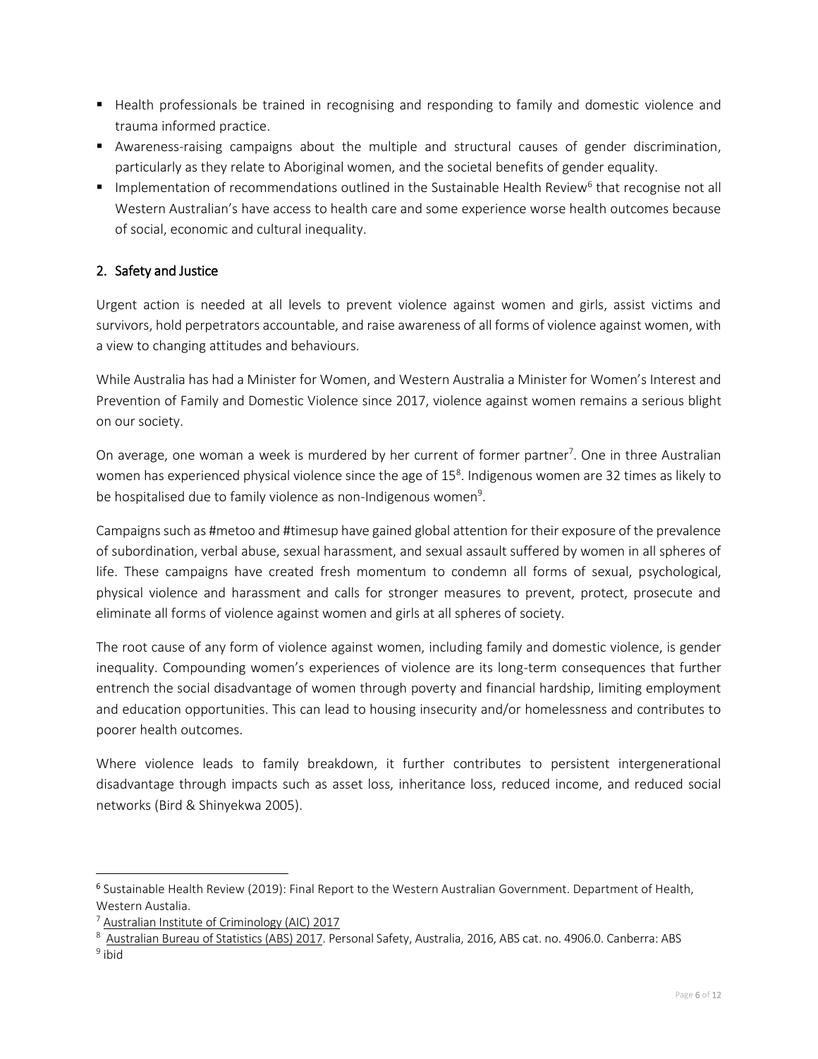- Health professionals be trained in recognising and responding to family and domestic violence and trauma informed practice.
- Awareness-raising campaigns about the multiple and structural causes of gender discrimination, particularly as they relate to Aboriginal women, and the societal benefits of gender equality.
- Implementation of recommendations outlined in the Sustainable Health Review[6] that recognise not all Western Australian's have access to health care and some experience worse health outcomes because of social, economic and cultural inequality.

## 2. Safety and Justice

Urgent action is needed at all levels to prevent violence against women and girls, assist victims and survivors, hold perpetrators accountable, and raise awareness of all forms of violence against women, with a view to changing attitudes and behaviours.

While Australia has had a Minister for Women, and Western Australia a Minister for Women's Interest and Prevention of Family and Domestic Violence since 2017, violence against women remains a serious blight on our society.

On average, one woman a week is murdered by her current of former partner[7]. One in three Australian women has experienced physical violence since the age of 15[8]. Indigenous women are 32 times as likely to be hospitalised due to family violence as non-Indigenous women[9].

Campaigns such as #metoo and #timesup have gained global attention for their exposure of the prevalence of subordination, verbal abuse, sexual harassment, and sexual assault suffered by women in all spheres of life. These campaigns have created fresh momentum to condemn all forms of sexual, psychological, physical violence and harassment and calls for stronger measures to prevent, protect, prosecute and eliminate all forms of violence against women and girls at all spheres of society.

The root cause of any form of violence against women, including family and domestic violence, is gender inequality. Compounding women's experiences of violence are its long-term consequences that further entrench the social disadvantage of women through poverty and financial hardship, limiting employment and education opportunities. This can lead to housing insecurity and/or homelessness and contributes to poorer health outcomes.

Where violence leads to family breakdown, it further contributes to persistent intergenerational disadvantage through impacts such as asset loss, inheritance loss, reduced income, and reduced social networks (Bird & Shinyekwa 2005).

---

[6] Sustainable Health Review (2019): Final Report to the Western Australian Government. Department of Health, Western Austalia.

[7] Australian Institute of Criminology (AIC) 2017

[8] Australian Bureau of Statistics (ABS) 2017. Personal Safety, Australia, 2016, ABS cat. no. 4906.0. Canberra: ABS

[9] ibid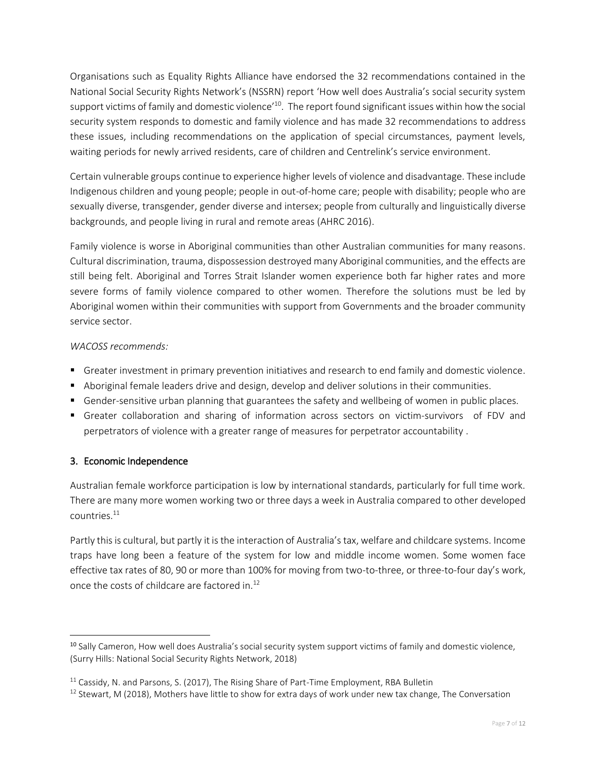Organisations such as Equality Rights Alliance have endorsed the 32 recommendations contained in the National Social Security Rights Network's (NSSRN) report 'How well does Australia's social security system support victims of family and domestic violence'[10]. The report found significant issues within how the social security system responds to domestic and family violence and has made 32 recommendations to address these issues, including recommendations on the application of special circumstances, payment levels, waiting periods for newly arrived residents, care of children and Centrelink's service environment.

Certain vulnerable groups continue to experience higher levels of violence and disadvantage. These include Indigenous children and young people; people in out-of-home care; people with disability; people who are sexually diverse, transgender, gender diverse and intersex; people from culturally and linguistically diverse backgrounds, and people living in rural and remote areas (AHRC 2016).

Family violence is worse in Aboriginal communities than other Australian communities for many reasons. Cultural discrimination, trauma, dispossession destroyed many Aboriginal communities, and the effects are still being felt. Aboriginal and Torres Strait Islander women experience both far higher rates and more severe forms of family violence compared to other women. Therefore the solutions must be led by Aboriginal women within their communities with support from Governments and the broader community service sector.

*WACOSS recommends:*

- Greater investment in primary prevention initiatives and research to end family and domestic violence.
- Aboriginal female leaders drive and design, develop and deliver solutions in their communities.
- Gender-sensitive urban planning that guarantees the safety and wellbeing of women in public places.
- Greater collaboration and sharing of information across sectors on victim-survivors of FDV and perpetrators of violence with a greater range of measures for perpetrator accountability .

## 3. Economic Independence

Australian female workforce participation is low by international standards, particularly for full time work. There are many more women working two or three days a week in Australia compared to other developed countries.[11]

Partly this is cultural, but partly it is the interaction of Australia's tax, welfare and childcare systems. Income traps have long been a feature of the system for low and middle income women. Some women face effective tax rates of 80, 90 or more than 100% for moving from two-to-three, or three-to-four day's work, once the costs of childcare are factored in.[12]

---

[10] Sally Cameron, How well does Australia's social security system support victims of family and domestic violence, (Surry Hills: National Social Security Rights Network, 2018)

[11] Cassidy, N. and Parsons, S. (2017), The Rising Share of Part-Time Employment, RBA Bulletin

[12] Stewart, M (2018), Mothers have little to show for extra days of work under new tax change, The Conversation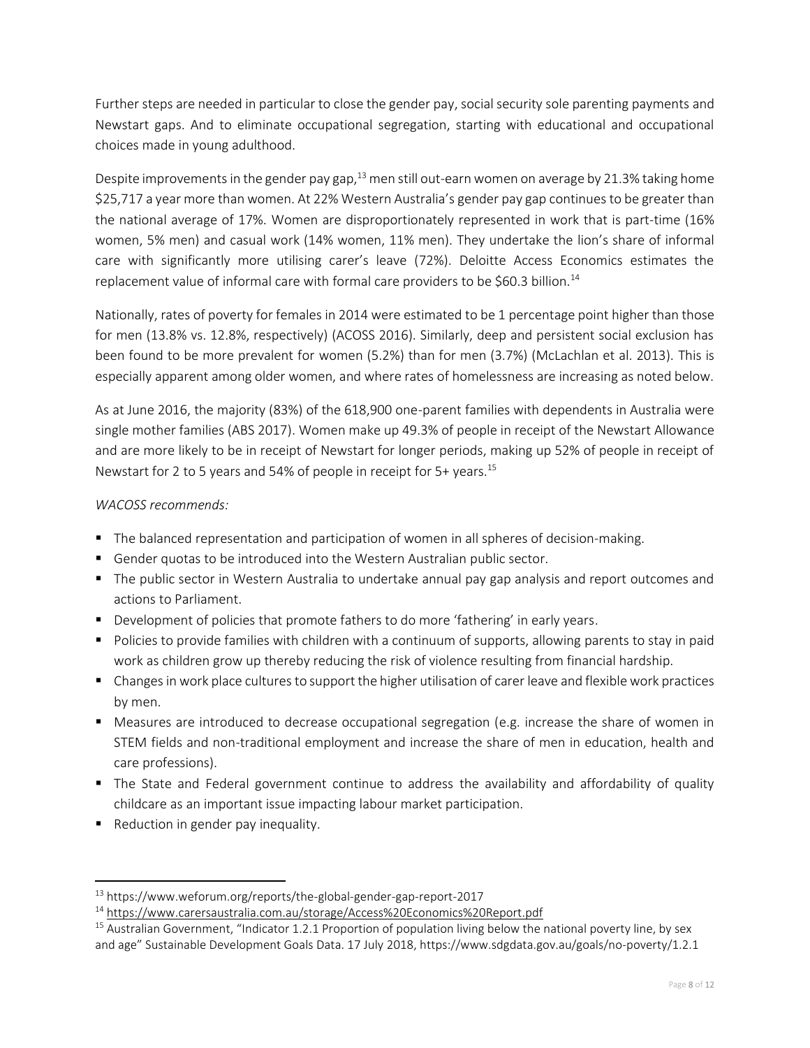Further steps are needed in particular to close the gender pay, social security sole parenting payments and Newstart gaps. And to eliminate occupational segregation, starting with educational and occupational choices made in young adulthood.

Despite improvements in the gender pay gap,[13] men still out-earn women on average by 21.3% taking home $25,717 a year more than women. At 22% Western Australia's gender pay gap continues to be greater than the national average of 17%. Women are disproportionately represented in work that is part-time (16% women, 5% men) and casual work (14% women, 11% men). They undertake the lion's share of informal care with significantly more utilising carer's leave (72%). Deloitte Access Economics estimates the replacement value of informal care with formal care providers to be $60.3 billion.[14]

Nationally, rates of poverty for females in 2014 were estimated to be 1 percentage point higher than those for men (13.8% vs. 12.8%, respectively) (ACOSS 2016). Similarly, deep and persistent social exclusion has been found to be more prevalent for women (5.2%) than for men (3.7%) (McLachlan et al. 2013). This is especially apparent among older women, and where rates of homelessness are increasing as noted below.

As at June 2016, the majority (83%) of the 618,900 one-parent families with dependents in Australia were single mother families (ABS 2017). Women make up 49.3% of people in receipt of the Newstart Allowance and are more likely to be in receipt of Newstart for longer periods, making up 52% of people in receipt of Newstart for 2 to 5 years and 54% of people in receipt for 5+ years.[15]

*WACOSS recommends:*

- The balanced representation and participation of women in all spheres of decision-making.
- Gender quotas to be introduced into the Western Australian public sector.
- The public sector in Western Australia to undertake annual pay gap analysis and report outcomes and actions to Parliament.
- Development of policies that promote fathers to do more 'fathering' in early years.
- Policies to provide families with children with a continuum of supports, allowing parents to stay in paid work as children grow up thereby reducing the risk of violence resulting from financial hardship.
- Changes in work place cultures to support the higher utilisation of carer leave and flexible work practices by men.
- Measures are introduced to decrease occupational segregation (e.g. increase the share of women in STEM fields and non-traditional employment and increase the share of men in education, health and care professions).
- The State and Federal government continue to address the availability and affordability of quality childcare as an important issue impacting labour market participation.
- Reduction in gender pay inequality.

---

[13] https://www.weforum.org/reports/the-global-gender-gap-report-2017

[14] https://www.carersaustralia.com.au/storage/Access%20Economics%20Report.pdf

[15] Australian Government, "Indicator 1.2.1 Proportion of population living below the national poverty line, by sex and age" Sustainable Development Goals Data. 17 July 2018, https://www.sdgdata.gov.au/goals/no-poverty/1.2.1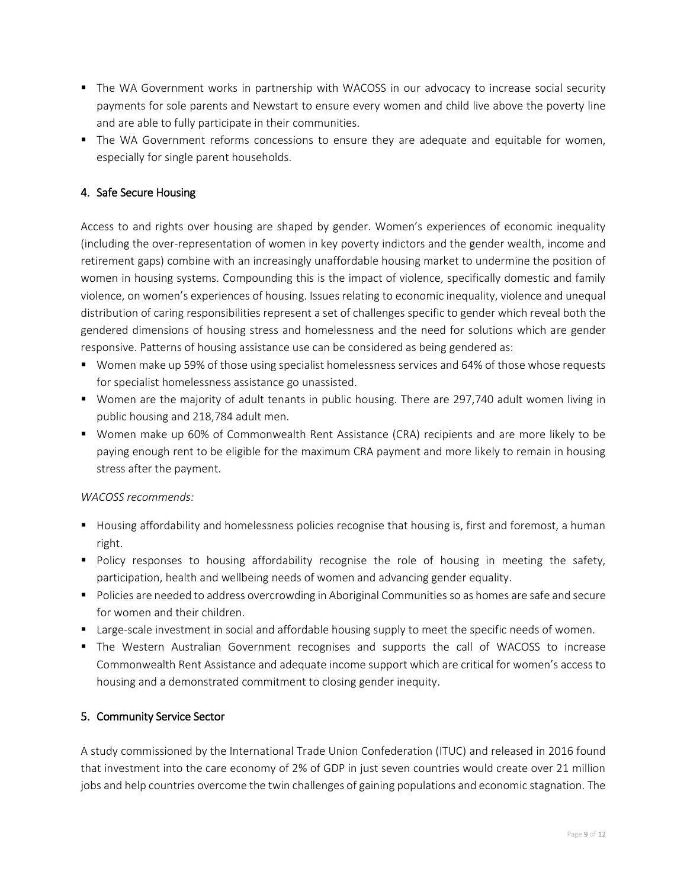- The WA Government works in partnership with WACOSS in our advocacy to increase social security payments for sole parents and Newstart to ensure every women and child live above the poverty line and are able to fully participate in their communities.
- The WA Government reforms concessions to ensure they are adequate and equitable for women, especially for single parent households.

## 4. Safe Secure Housing

Access to and rights over housing are shaped by gender. Women's experiences of economic inequality (including the over-representation of women in key poverty indictors and the gender wealth, income and retirement gaps) combine with an increasingly unaffordable housing market to undermine the position of women in housing systems. Compounding this is the impact of violence, specifically domestic and family violence, on women's experiences of housing. Issues relating to economic inequality, violence and unequal distribution of caring responsibilities represent a set of challenges specific to gender which reveal both the gendered dimensions of housing stress and homelessness and the need for solutions which are gender responsive. Patterns of housing assistance use can be considered as being gendered as:

- Women make up 59% of those using specialist homelessness services and 64% of those whose requests for specialist homelessness assistance go unassisted.
- Women are the majority of adult tenants in public housing. There are 297,740 adult women living in public housing and 218,784 adult men.
- Women make up 60% of Commonwealth Rent Assistance (CRA) recipients and are more likely to be paying enough rent to be eligible for the maximum CRA payment and more likely to remain in housing stress after the payment.

*WACOSS recommends:*

- Housing affordability and homelessness policies recognise that housing is, first and foremost, a human right.
- Policy responses to housing affordability recognise the role of housing in meeting the safety, participation, health and wellbeing needs of women and advancing gender equality.
- Policies are needed to address overcrowding in Aboriginal Communities so as homes are safe and secure for women and their children.
- Large-scale investment in social and affordable housing supply to meet the specific needs of women.
- The Western Australian Government recognises and supports the call of WACOSS to increase Commonwealth Rent Assistance and adequate income support which are critical for women's access to housing and a demonstrated commitment to closing gender inequity.

## 5. Community Service Sector

A study commissioned by the International Trade Union Confederation (ITUC) and released in 2016 found that investment into the care economy of 2% of GDP in just seven countries would create over 21 million jobs and help countries overcome the twin challenges of gaining populations and economic stagnation. The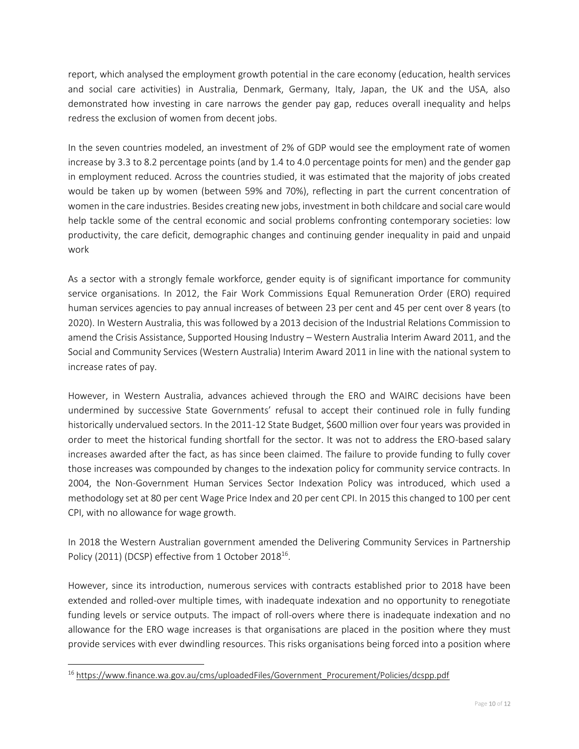report, which analysed the employment growth potential in the care economy (education, health services and social care activities) in Australia, Denmark, Germany, Italy, Japan, the UK and the USA, also demonstrated how investing in care narrows the gender pay gap, reduces overall inequality and helps redress the exclusion of women from decent jobs.

In the seven countries modeled, an investment of 2% of GDP would see the employment rate of women increase by 3.3 to 8.2 percentage points (and by 1.4 to 4.0 percentage points for men) and the gender gap in employment reduced. Across the countries studied, it was estimated that the majority of jobs created would be taken up by women (between 59% and 70%), reflecting in part the current concentration of women in the care industries. Besides creating new jobs, investment in both childcare and social care would help tackle some of the central economic and social problems confronting contemporary societies: low productivity, the care deficit, demographic changes and continuing gender inequality in paid and unpaid work

As a sector with a strongly female workforce, gender equity is of significant importance for community service organisations. In 2012, the Fair Work Commissions Equal Remuneration Order (ERO) required human services agencies to pay annual increases of between 23 per cent and 45 per cent over 8 years (to 2020). In Western Australia, this was followed by a 2013 decision of the Industrial Relations Commission to amend the Crisis Assistance, Supported Housing Industry – Western Australia Interim Award 2011, and the Social and Community Services (Western Australia) Interim Award 2011 in line with the national system to increase rates of pay.

However, in Western Australia, advances achieved through the ERO and WAIRC decisions have been undermined by successive State Governments' refusal to accept their continued role in fully funding historically undervalued sectors. In the 2011-12 State Budget, $600 million over four years was provided in order to meet the historical funding shortfall for the sector. It was not to address the ERO-based salary increases awarded after the fact, as has since been claimed. The failure to provide funding to fully cover those increases was compounded by changes to the indexation policy for community service contracts. In 2004, the Non-Government Human Services Sector Indexation Policy was introduced, which used a methodology set at 80 per cent Wage Price Index and 20 per cent CPI. In 2015 this changed to 100 per cent CPI, with no allowance for wage growth.

In 2018 the Western Australian government amended the Delivering Community Services in Partnership Policy (2011) (DCSP) effective from 1 October 2018[16].

However, since its introduction, numerous services with contracts established prior to 2018 have been extended and rolled-over multiple times, with inadequate indexation and no opportunity to renegotiate funding levels or service outputs. The impact of roll-overs where there is inadequate indexation and no allowance for the ERO wage increases is that organisations are placed in the position where they must provide services with ever dwindling resources. This risks organisations being forced into a position where

[16] https://www.finance.wa.gov.au/cms/uploadedFiles/Government_Procurement/Policies/dcspp.pdf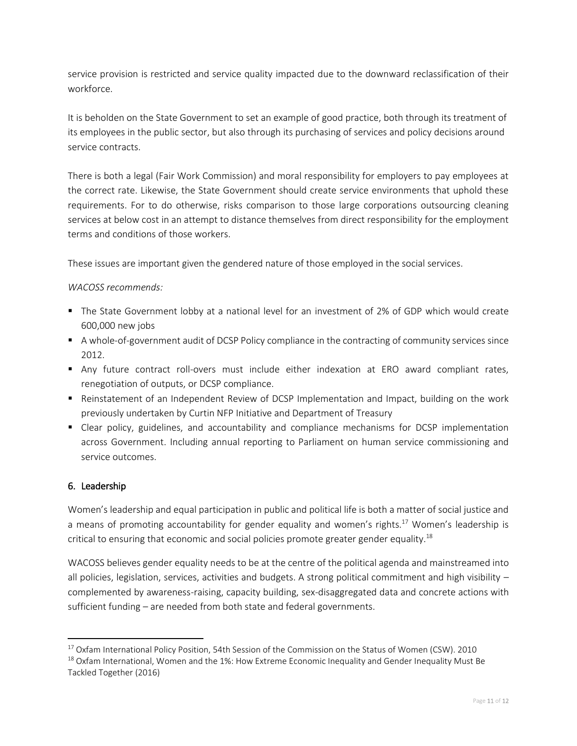service provision is restricted and service quality impacted due to the downward reclassification of their workforce.

It is beholden on the State Government to set an example of good practice, both through its treatment of its employees in the public sector, but also through its purchasing of services and policy decisions around service contracts.

There is both a legal (Fair Work Commission) and moral responsibility for employers to pay employees at the correct rate. Likewise, the State Government should create service environments that uphold these requirements. For to do otherwise, risks comparison to those large corporations outsourcing cleaning services at below cost in an attempt to distance themselves from direct responsibility for the employment terms and conditions of those workers.

These issues are important given the gendered nature of those employed in the social services.

*WACOSS recommends:*

- The State Government lobby at a national level for an investment of 2% of GDP which would create 600,000 new jobs
- A whole-of-government audit of DCSP Policy compliance in the contracting of community services since 2012.
- Any future contract roll-overs must include either indexation at ERO award compliant rates, renegotiation of outputs, or DCSP compliance.
- Reinstatement of an Independent Review of DCSP Implementation and Impact, building on the work previously undertaken by Curtin NFP Initiative and Department of Treasury
- Clear policy, guidelines, and accountability and compliance mechanisms for DCSP implementation across Government. Including annual reporting to Parliament on human service commissioning and service outcomes.

## 6. Leadership

Women's leadership and equal participation in public and political life is both a matter of social justice and a means of promoting accountability for gender equality and women's rights.[17] Women's leadership is critical to ensuring that economic and social policies promote greater gender equality.[18]

WACOSS believes gender equality needs to be at the centre of the political agenda and mainstreamed into all policies, legislation, services, activities and budgets. A strong political commitment and high visibility – complemented by awareness-raising, capacity building, sex-disaggregated data and concrete actions with sufficient funding – are needed from both state and federal governments.

---

[17] Oxfam International Policy Position, 54th Session of the Commission on the Status of Women (CSW). 2010

[18] Oxfam International, Women and the 1%: How Extreme Economic Inequality and Gender Inequality Must Be Tackled Together (2016)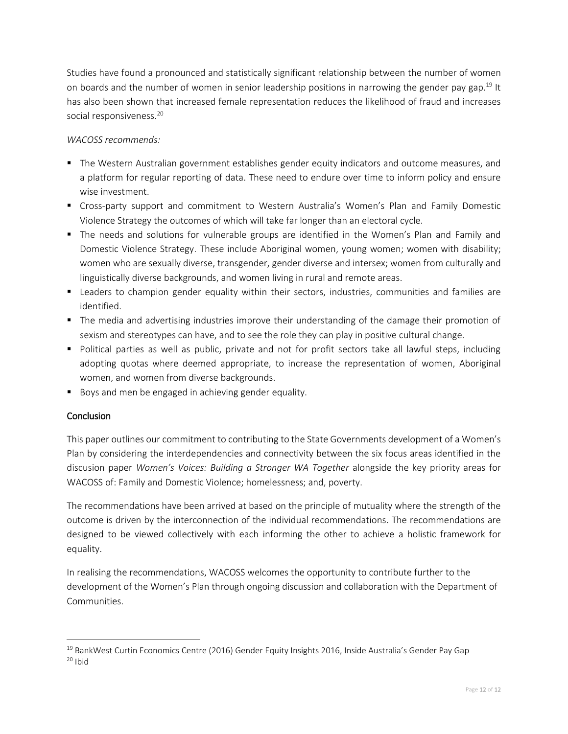Studies have found a pronounced and statistically significant relationship between the number of women on boards and the number of women in senior leadership positions in narrowing the gender pay gap.[19] It has also been shown that increased female representation reduces the likelihood of fraud and increases social responsiveness.[20]

*WACOSS recommends:*

- The Western Australian government establishes gender equity indicators and outcome measures, and a platform for regular reporting of data. These need to endure over time to inform policy and ensure wise investment.
- Cross-party support and commitment to Western Australia's Women's Plan and Family Domestic Violence Strategy the outcomes of which will take far longer than an electoral cycle.
- The needs and solutions for vulnerable groups are identified in the Women's Plan and Family and Domestic Violence Strategy. These include Aboriginal women, young women; women with disability; women who are sexually diverse, transgender, gender diverse and intersex; women from culturally and linguistically diverse backgrounds, and women living in rural and remote areas.
- Leaders to champion gender equality within their sectors, industries, communities and families are identified.
- The media and advertising industries improve their understanding of the damage their promotion of sexism and stereotypes can have, and to see the role they can play in positive cultural change.
- Political parties as well as public, private and not for profit sectors take all lawful steps, including adopting quotas where deemed appropriate, to increase the representation of women, Aboriginal women, and women from diverse backgrounds.
- Boys and men be engaged in achieving gender equality.

## Conclusion

This paper outlines our commitment to contributing to the State Governments development of a Women's Plan by considering the interdependencies and connectivity between the six focus areas identified in the discusion paper *Women's Voices: Building a Stronger WA Together* alongside the key priority areas for WACOSS of: Family and Domestic Violence; homelessness; and, poverty.

The recommendations have been arrived at based on the principle of mutuality where the strength of the outcome is driven by the interconnection of the individual recommendations. The recommendations are designed to be viewed collectively with each informing the other to achieve a holistic framework for equality.

In realising the recommendations, WACOSS welcomes the opportunity to contribute further to the development of the Women's Plan through ongoing discussion and collaboration with the Department of Communities.

---

[19] BankWest Curtin Economics Centre (2016) Gender Equity Insights 2016, Inside Australia's Gender Pay Gap

[20] Ibid